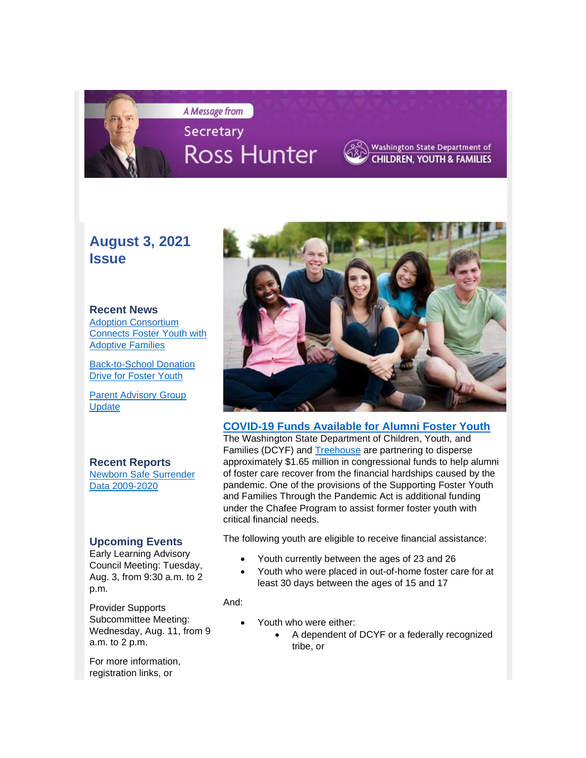A Message from Secretary Ross Hunter

Washington State Department of CHILDREN, YOUTH & FAMILIES

## August 3, 2021 Issue

### Recent News

[Adoption Consortium Connects Foster Youth with Adoptive Families]

[Back-to-School Donation Drive for Foster Youth]

[Parent Advisory Group Update]

### Recent Reports

[Newborn Safe Surrender Data 2009-2020]

### Upcoming Events

Early Learning Advisory Council Meeting: Tuesday, Aug. 3, from 9:30 a.m. to 2 p.m.

Provider Supports Subcommittee Meeting: Wednesday, Aug. 11, from 9 a.m. to 2 p.m.

For more information, registration links, or

## COVID-19 Funds Available for Alumni Foster Youth

The Washington State Department of Children, Youth, and Families (DCYF) and Treehouse are partnering to disperse approximately $1.65 million in congressional funds to help alumni of foster care recover from the financial hardships caused by the pandemic. One of the provisions of the Supporting Foster Youth and Families Through the Pandemic Act is additional funding under the Chafee Program to assist former foster youth with critical financial needs.

The following youth are eligible to receive financial assistance:

- Youth currently between the ages of 23 and 26
- Youth who were placed in out-of-home foster care for at least 30 days between the ages of 15 and 17

And:

- Youth who were either:
  - A dependent of DCYF or a federally recognized tribe, or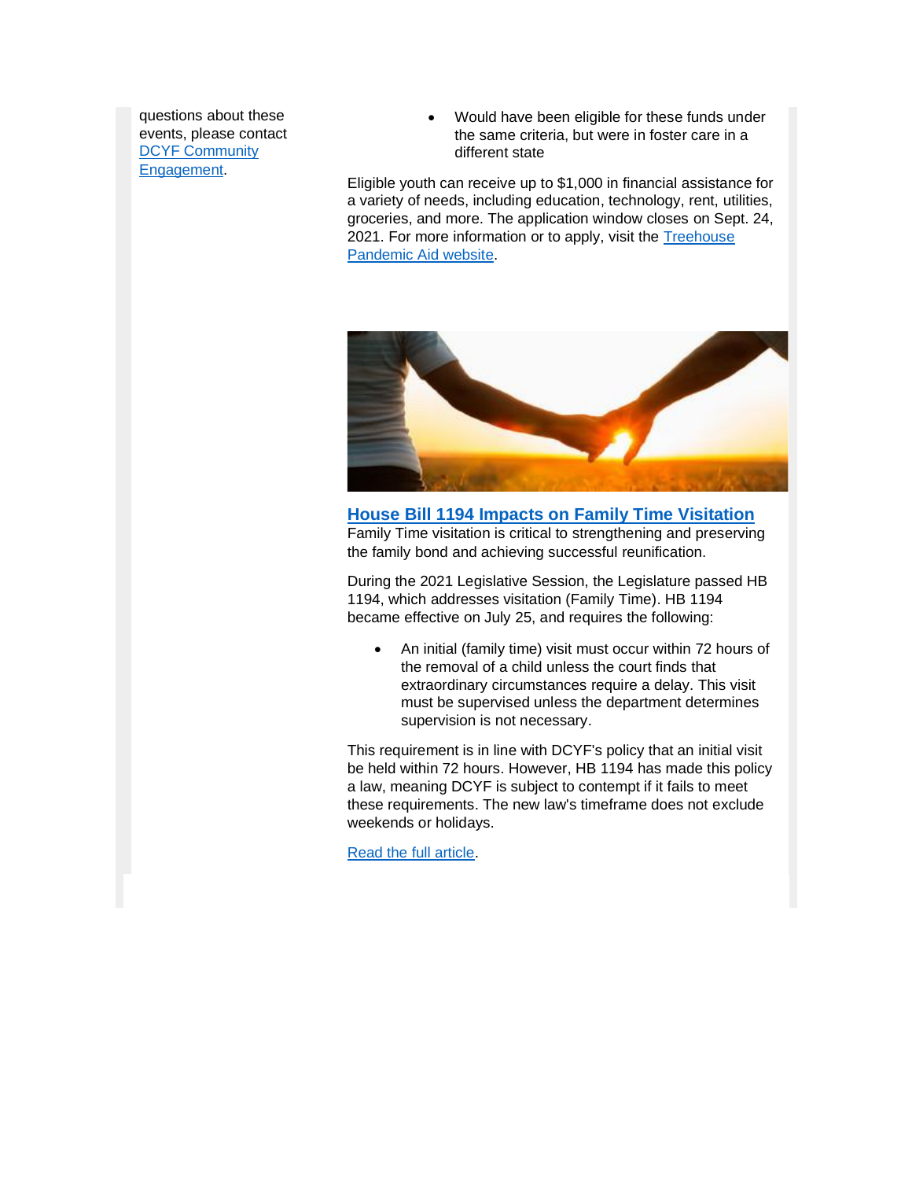questions about these events, please contact DCYF Community Engagement.

- Would have been eligible for these funds under the same criteria, but were in foster care in a different state

Eligible youth can receive up to $1,000 in financial assistance for a variety of needs, including education, technology, rent, utilities, groceries, and more. The application window closes on Sept. 24, 2021. For more information or to apply, visit the Treehouse Pandemic Aid website.

## House Bill 1194 Impacts on Family Time Visitation

Family Time visitation is critical to strengthening and preserving the family bond and achieving successful reunification.

During the 2021 Legislative Session, the Legislature passed HB 1194, which addresses visitation (Family Time). HB 1194 became effective on July 25, and requires the following:

- An initial (family time) visit must occur within 72 hours of the removal of a child unless the court finds that extraordinary circumstances require a delay. This visit must be supervised unless the department determines supervision is not necessary.

This requirement is in line with DCYF's policy that an initial visit be held within 72 hours. However, HB 1194 has made this policy a law, meaning DCYF is subject to contempt if it fails to meet these requirements. The new law's timeframe does not exclude weekends or holidays.

Read the full article.